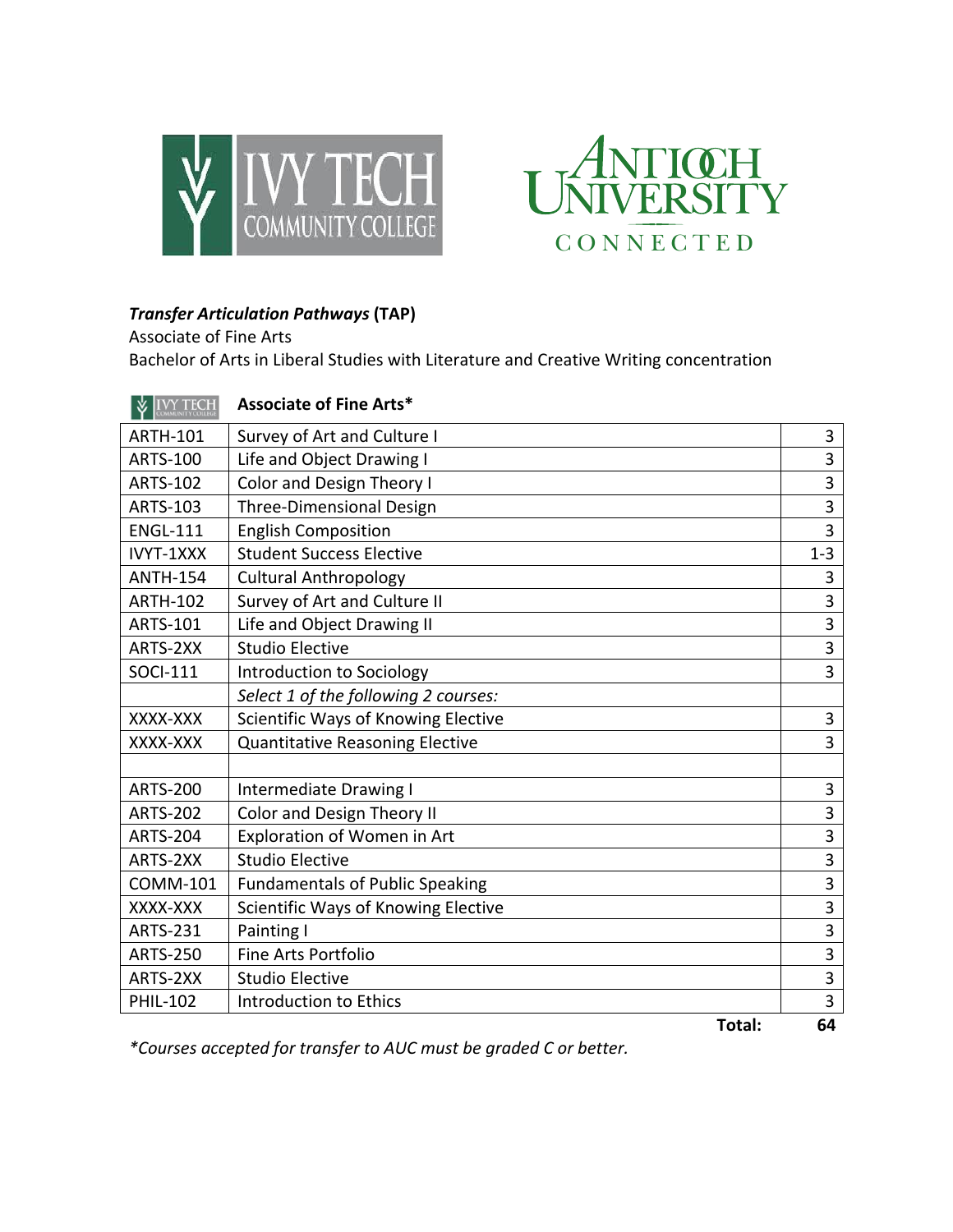***Transfer Articulation Pathways* (TAP)**

Associate of Fine Arts

Bachelor of Arts in Liberal Studies with Literature and Creative Writing concentration

**Associate of Fine Arts***

| | | |
|---|---|---|
| ARTH-101 | Survey of Art and Culture I | 3 |
| ARTS-100 | Life and Object Drawing I | 3 |
| ARTS-102 | Color and Design Theory I | 3 |
| ARTS-103 | Three-Dimensional Design | 3 |
| ENGL-111 | English Composition | 3 |
| IVYT-1XXX | Student Success Elective | 1-3 |
| ANTH-154 | Cultural Anthropology | 3 |
| ARTH-102 | Survey of Art and Culture II | 3 |
| ARTS-101 | Life and Object Drawing II | 3 |
| ARTS-2XX | Studio Elective | 3 |
| SOCI-111 | Introduction to Sociology | 3 |
| | *Select 1 of the following 2 courses:* | |
| XXXX-XXX | Scientific Ways of Knowing Elective | 3 |
| XXXX-XXX | Quantitative Reasoning Elective | 3 |
| | | |
| ARTS-200 | Intermediate Drawing I | 3 |
| ARTS-202 | Color and Design Theory II | 3 |
| ARTS-204 | Exploration of Women in Art | 3 |
| ARTS-2XX | Studio Elective | 3 |
| COMM-101 | Fundamentals of Public Speaking | 3 |
| XXXX-XXX | Scientific Ways of Knowing Elective | 3 |
| ARTS-231 | Painting I | 3 |
| ARTS-250 | Fine Arts Portfolio | 3 |
| ARTS-2XX | Studio Elective | 3 |
| PHIL-102 | Introduction to Ethics | 3 |
| | **Total:** | **64** |

**Courses accepted for transfer to AUC must be graded C or better.*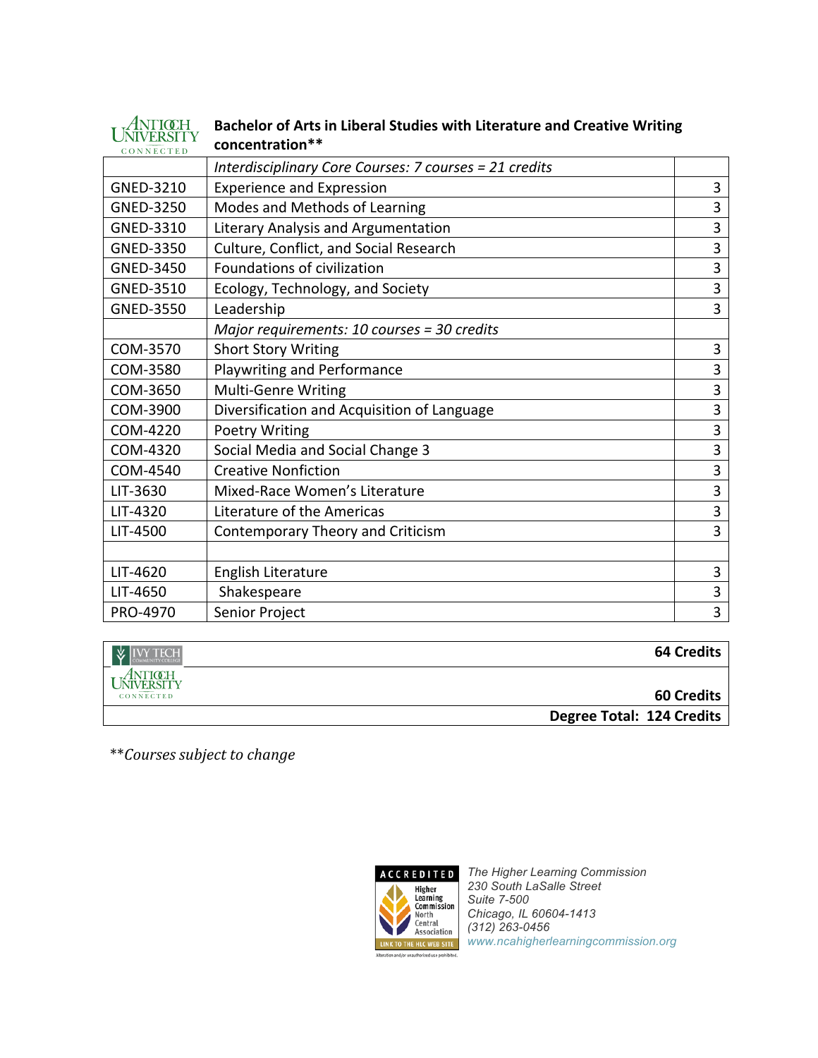## Bachelor of Arts in Liberal Studies with Literature and Creative Writing concentration**

| | | |
|---|---|---|
| | *Interdisciplinary Core Courses: 7 courses = 21 credits* | |
| GNED-3210 | Experience and Expression | 3 |
| GNED-3250 | Modes and Methods of Learning | 3 |
| GNED-3310 | Literary Analysis and Argumentation | 3 |
| GNED-3350 | Culture, Conflict, and Social Research | 3 |
| GNED-3450 | Foundations of civilization | 3 |
| GNED-3510 | Ecology, Technology, and Society | 3 |
| GNED-3550 | Leadership | 3 |
| | *Major requirements: 10 courses = 30 credits* | |
| COM-3570 | Short Story Writing | 3 |
| COM-3580 | Playwriting and Performance | 3 |
| COM-3650 | Multi-Genre Writing | 3 |
| COM-3900 | Diversification and Acquisition of Language | 3 |
| COM-4220 | Poetry Writing | 3 |
| COM-4320 | Social Media and Social Change 3 | 3 |
| COM-4540 | Creative Nonfiction | 3 |
| LIT-3630 | Mixed-Race Women's Literature | 3 |
| LIT-4320 | Literature of the Americas | 3 |
| LIT-4500 | Contemporary Theory and Criticism | 3 |
| | | |
| LIT-4620 | English Literature | 3 |
| LIT-4650 | Shakespeare | 3 |
| PRO-4970 | Senior Project | 3 |

| | |
|---|---|
| Ivy Tech Community College | **64 Credits** |
| Antioch University Connected | **60 Credits** |
| | **Degree Total: 124 Credits** |

***Courses subject to change*

ACCREDITED Higher Learning Commission North Central Association

The Higher Learning Commission
230 South LaSalle Street
Suite 7-500
Chicago, IL 60604-1413
(312) 263-0456
www.ncahigherlearningcommission.org